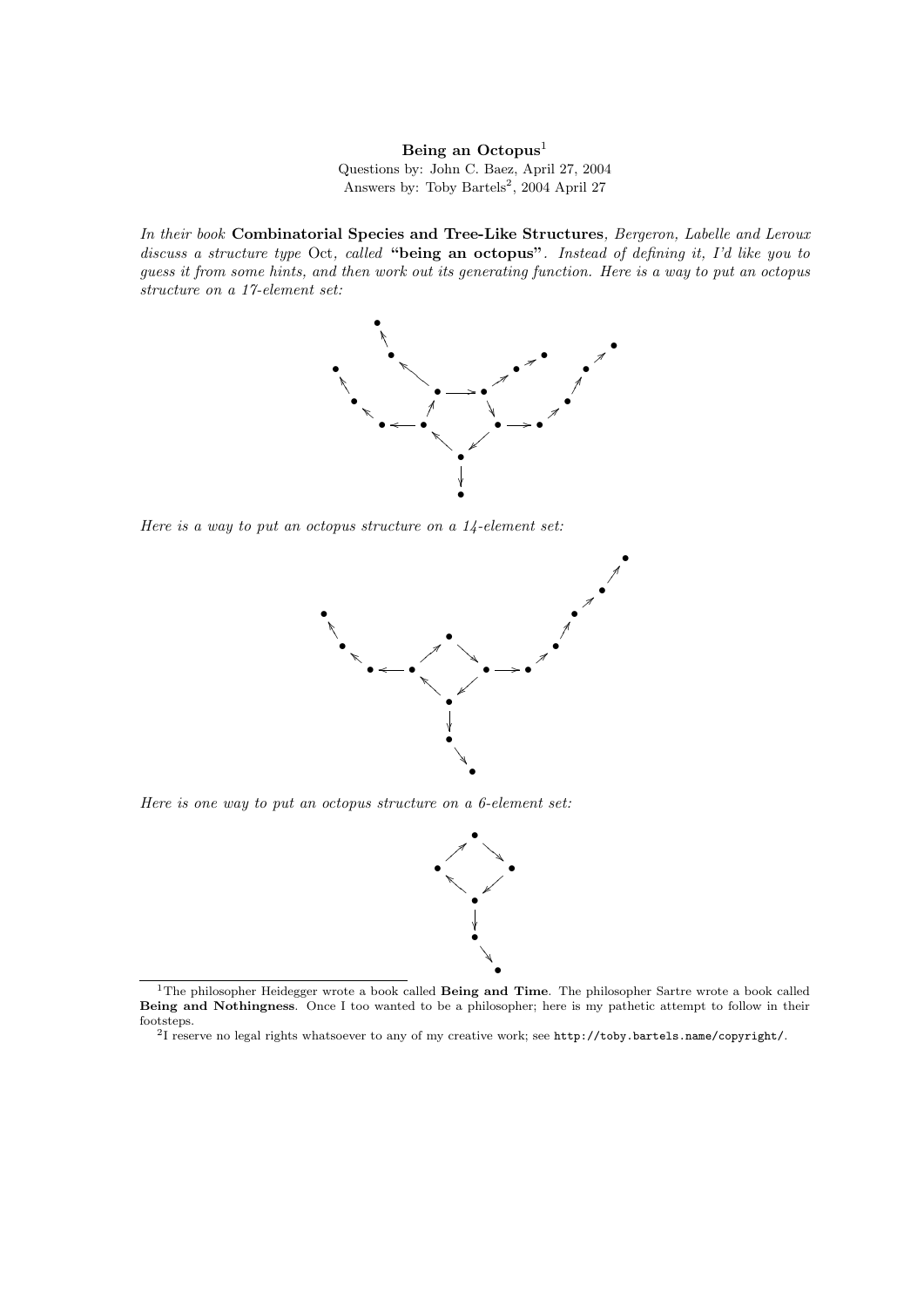**Being an Octopus**[1]

Questions by: John C. Baez, April 27, 2004

Answers by: Toby Bartels[2], 2004 April 27

*In their book* **Combinatorial Species and Tree-Like Structures***, Bergeron, Labelle and Leroux discuss a structure type* Oct*, called* **"being an octopus"***. Instead of defining it, I'd like you to guess it from some hints, and then work out its generating function. Here is a way to put an octopus structure on a 17-element set:*

*Here is a way to put an octopus structure on a 14-element set:*

*Here is one way to put an octopus structure on a 6-element set:*

---

[1] The philosopher Heidegger wrote a book called **Being and Time**. The philosopher Sartre wrote a book called **Being and Nothingness**. Once I too wanted to be a philosopher; here is my pathetic attempt to follow in their footsteps.

[2] I reserve no legal rights whatsoever to any of my creative work; see `http://toby.bartels.name/copyright/`.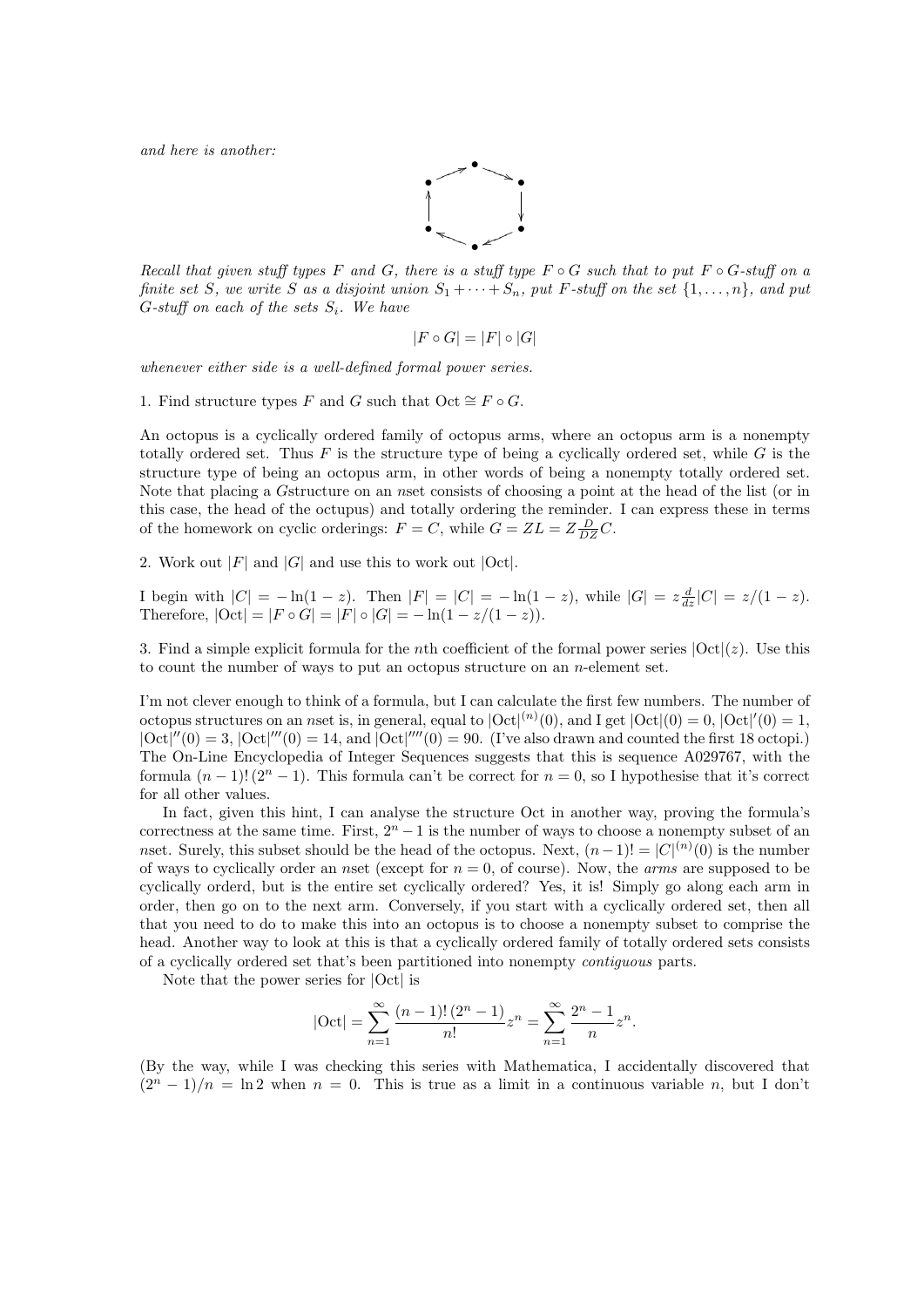*and here is another:*

*Recall that given stuff types $F$ and $G$, there is a stuff type $F \circ G$ such that to put $F \circ G$-stuff on a finite set $S$, we write $S$ as a disjoint union $S_1 + \cdots + S_n$, put $F$-stuff on the set $\{1, \ldots, n\}$, and put $G$-stuff on each of the sets $S_i$. We have*

$$|F \circ G| = |F| \circ |G|$$

*whenever either side is a well-defined formal power series.*

1. Find structure types $F$ and $G$ such that $\mathrm{Oct} \cong F \circ G$.

An octopus is a cyclically ordered family of octopus arms, where an octopus arm is a nonempty totally ordered set. Thus $F$ is the structure type of being a cyclically ordered set, while $G$ is the structure type of being an octopus arm, in other words of being a nonempty totally ordered set. Note that placing a $G$structure on an $n$set consists of choosing a point at the head of the list (or in this case, the head of the octopus) and totally ordering the reminder. I can express these in terms of the homework on cyclic orderings: $F = C$, while $G = ZL = Z\frac{D}{DZ}C$.

2. Work out $|F|$ and $|G|$ and use this to work out $|\mathrm{Oct}|$.

I begin with $|C| = -\ln(1-z)$. Then $|F| = |C| = -\ln(1-z)$, while $|G| = z\frac{d}{dz}|C| = z/(1-z)$. Therefore, $|\mathrm{Oct}| = |F \circ G| = |F| \circ |G| = -\ln(1 - z/(1-z))$.

3. Find a simple explicit formula for the $n$th coefficient of the formal power series $|\mathrm{Oct}|(z)$. Use this to count the number of ways to put an octopus structure on an $n$-element set.

I'm not clever enough to think of a formula, but I can calculate the first few numbers. The number of octopus structures on an $n$set is, in general, equal to $|\mathrm{Oct}|^{(n)}(0)$, and I get $|\mathrm{Oct}|(0) = 0$, $|\mathrm{Oct}|'(0) = 1$, $|\mathrm{Oct}|''(0) = 3$, $|\mathrm{Oct}|'''(0) = 14$, and $|\mathrm{Oct}|''''(0) = 90$. (I've also drawn and counted the first 18 octopi.) The On-Line Encyclopedia of Integer Sequences suggests that this is sequence A029767, with the formula $(n-1)!\,(2^n - 1)$. This formula can't be correct for $n = 0$, so I hypothesise that it's correct for all other values.

In fact, given this hint, I can analyse the structure Oct in another way, proving the formula's correctness at the same time. First, $2^n - 1$ is the number of ways to choose a nonempty subset of an $n$set. Surely, this subset should be the head of the octopus. Next, $(n-1)! = |C|^{(n)}(0)$ is the number of ways to cyclically order an $n$set (except for $n = 0$, of course). Now, the *arms* are supposed to be cyclically orderd, but is the entire set cyclically ordered? Yes, it is! Simply go along each arm in order, then go on to the next arm. Conversely, if you start with a cyclically ordered set, then all that you need to do to make this into an octopus is to choose a nonempty subset to comprise the head. Another way to look at this is that a cyclically ordered family of totally ordered sets consists of a cyclically ordered set that's been partitioned into nonempty *contiguous* parts.

Note that the power series for $|\mathrm{Oct}|$ is

$$|\mathrm{Oct}| = \sum_{n=1}^{\infty} \frac{(n-1)!\,(2^n - 1)}{n!} z^n = \sum_{n=1}^{\infty} \frac{2^n - 1}{n} z^n.$$

(By the way, while I was checking this series with Mathematica, I accidentally discovered that $(2^n - 1)/n = \ln 2$ when $n = 0$. This is true as a limit in a continuous variable $n$, but I don't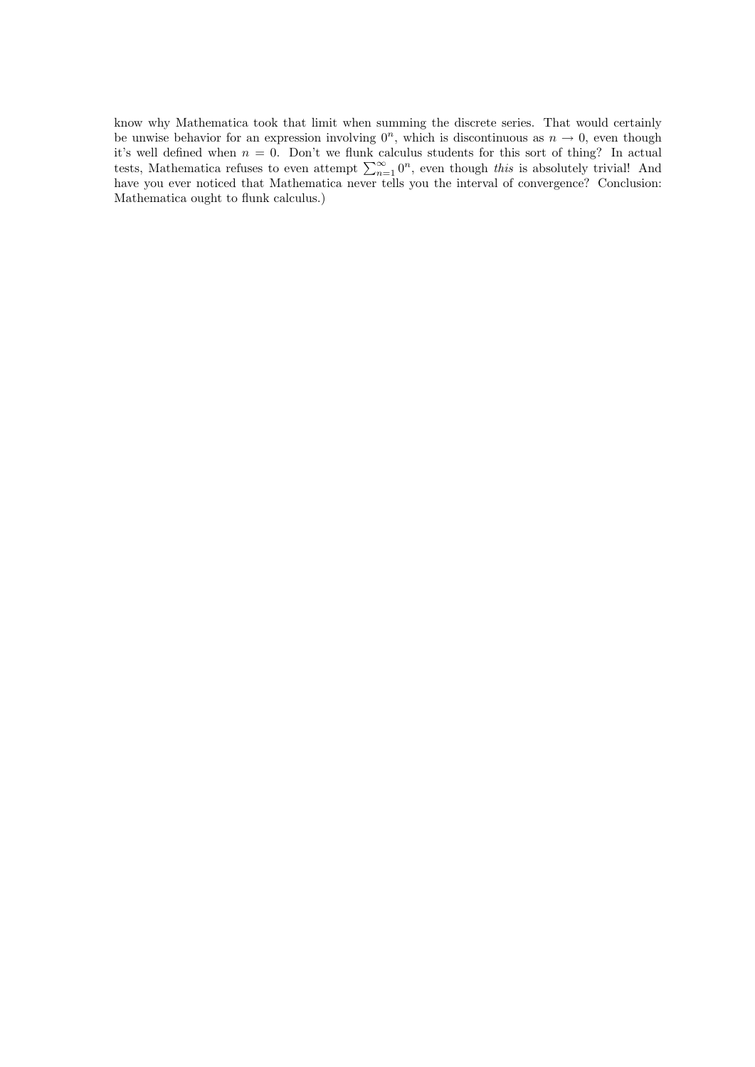know why Mathematica took that limit when summing the discrete series. That would certainly be unwise behavior for an expression involving $0^n$, which is discontinuous as $n \to 0$, even though it's well defined when $n = 0$. Don't we flunk calculus students for this sort of thing? In actual tests, Mathematica refuses to even attempt $\sum_{n=1}^{\infty} 0^n$, even though *this* is absolutely trivial! And have you ever noticed that Mathematica never tells you the interval of convergence? Conclusion: Mathematica ought to flunk calculus.)